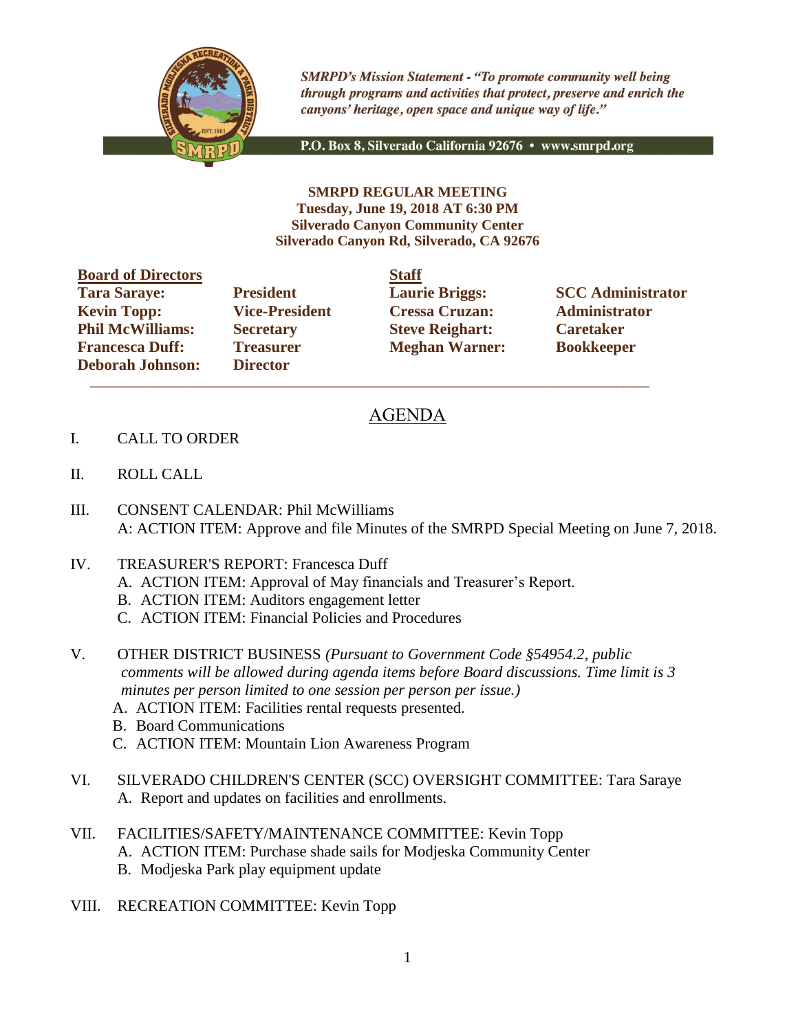*SMRPD's Mission Statement - "To promote community well being through programs and activities that protect, preserve and enrich the canyons' heritage, open space and unique way of life."*

**P.O. Box 8, Silverado California 92676 • www.smrpd.org**

**SMRPD REGULAR MEETING**
**Tuesday, June 19, 2018 AT 6:30 PM**
**Silverado Canyon Community Center**
**Silverado Canyon Rd, Silverado, CA 92676**

| **Board of Directors** | | **Staff** | |
|---|---|---|---|
| **Tara Saraye:** | **President** | **Laurie Briggs:** | **SCC Administrator** |
| **Kevin Topp:** | **Vice-President** | **Cressa Cruzan:** | **Administrator** |
| **Phil McWilliams:** | **Secretary** | **Steve Reighart:** | **Caretaker** |
| **Francesca Duff:** | **Treasurer** | **Meghan Warner:** | **Bookkeeper** |
| **Deborah Johnson:** | **Director** | | |

---

# AGENDA

I. CALL TO ORDER

II. ROLL CALL

III. CONSENT CALENDAR: Phil McWilliams
A: ACTION ITEM: Approve and file Minutes of the SMRPD Special Meeting on June 7, 2018.

IV. TREASURER'S REPORT: Francesca Duff
   A. ACTION ITEM: Approval of May financials and Treasurer's Report.
   B. ACTION ITEM: Auditors engagement letter
   C. ACTION ITEM: Financial Policies and Procedures

V. OTHER DISTRICT BUSINESS *(Pursuant to Government Code §54954.2, public comments will be allowed during agenda items before Board discussions. Time limit is 3 minutes per person limited to one session per person per issue.)*
   A. ACTION ITEM: Facilities rental requests presented.
   B. Board Communications
   C. ACTION ITEM: Mountain Lion Awareness Program

VI. SILVERADO CHILDREN'S CENTER (SCC) OVERSIGHT COMMITTEE: Tara Saraye
   A. Report and updates on facilities and enrollments.

VII. FACILITIES/SAFETY/MAINTENANCE COMMITTEE: Kevin Topp
   A. ACTION ITEM: Purchase shade sails for Modjeska Community Center
   B. Modjeska Park play equipment update

VIII. RECREATION COMMITTEE: Kevin Topp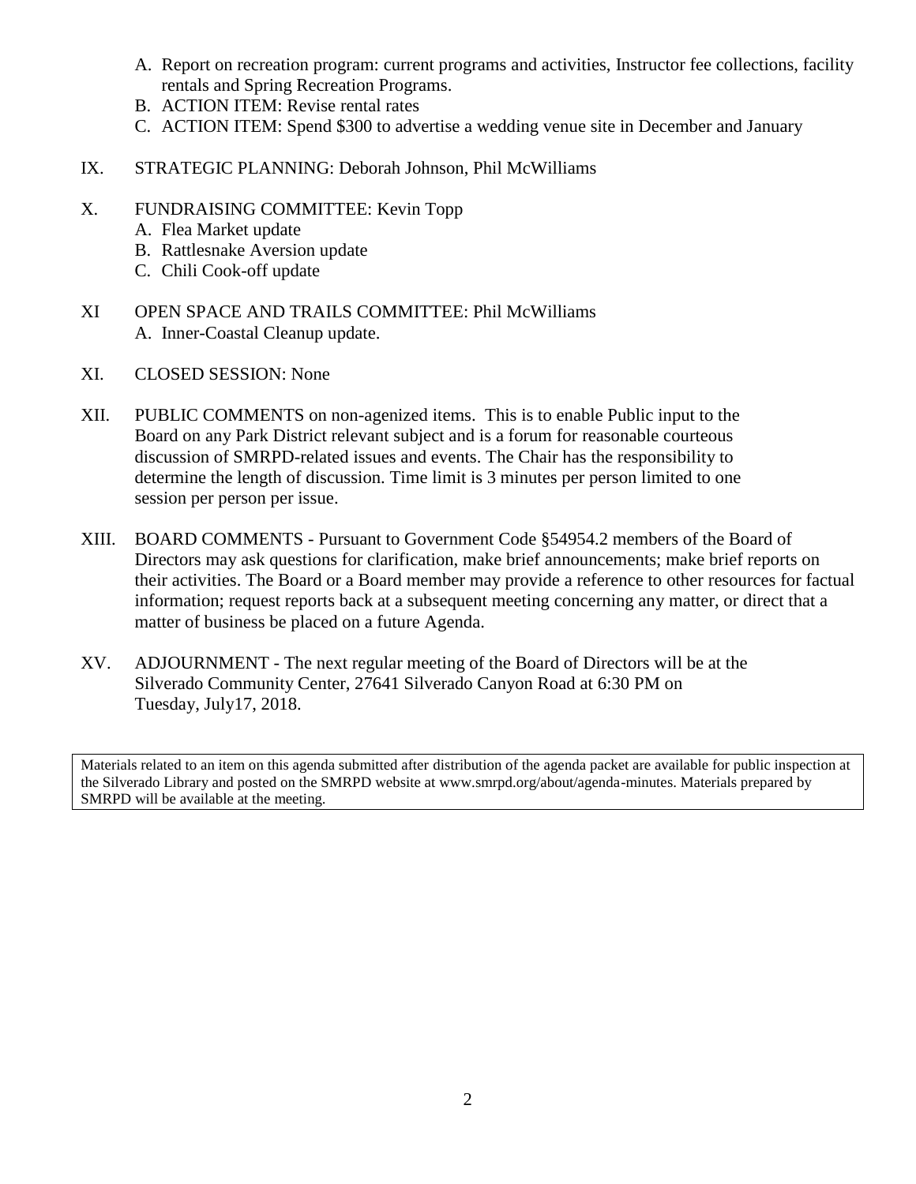A. Report on recreation program: current programs and activities, Instructor fee collections, facility rentals and Spring Recreation Programs.
B. ACTION ITEM: Revise rental rates
C. ACTION ITEM: Spend $300 to advertise a wedding venue site in December and January

IX. STRATEGIC PLANNING: Deborah Johnson, Phil McWilliams

X. FUNDRAISING COMMITTEE: Kevin Topp
A. Flea Market update
B. Rattlesnake Aversion update
C. Chili Cook-off update

XI OPEN SPACE AND TRAILS COMMITTEE: Phil McWilliams
A. Inner-Coastal Cleanup update.

XI. CLOSED SESSION: None

XII. PUBLIC COMMENTS on non-agenized items. This is to enable Public input to the Board on any Park District relevant subject and is a forum for reasonable courteous discussion of SMRPD-related issues and events. The Chair has the responsibility to determine the length of discussion. Time limit is 3 minutes per person limited to one session per person per issue.

XIII. BOARD COMMENTS - Pursuant to Government Code §54954.2 members of the Board of Directors may ask questions for clarification, make brief announcements; make brief reports on their activities. The Board or a Board member may provide a reference to other resources for factual information; request reports back at a subsequent meeting concerning any matter, or direct that a matter of business be placed on a future Agenda.

XV. ADJOURNMENT - The next regular meeting of the Board of Directors will be at the Silverado Community Center, 27641 Silverado Canyon Road at 6:30 PM on Tuesday, July17, 2018.

Materials related to an item on this agenda submitted after distribution of the agenda packet are available for public inspection at the Silverado Library and posted on the SMRPD website at www.smrpd.org/about/agenda-minutes. Materials prepared by SMRPD will be available at the meeting.